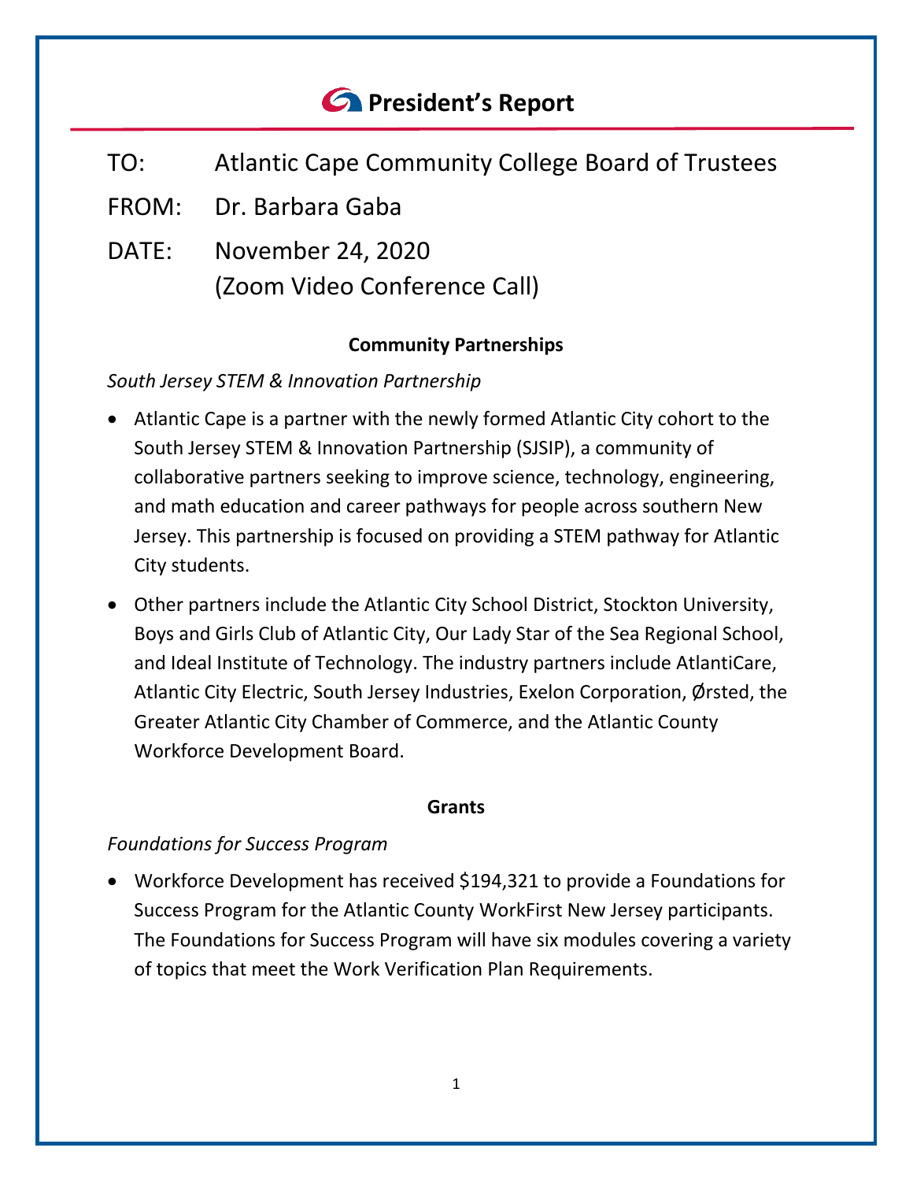# President's Report

TO: Atlantic Cape Community College Board of Trustees

FROM: Dr. Barbara Gaba

DATE: November 24, 2020
(Zoom Video Conference Call)

## Community Partnerships

*South Jersey STEM & Innovation Partnership*

- Atlantic Cape is a partner with the newly formed Atlantic City cohort to the South Jersey STEM & Innovation Partnership (SJSIP), a community of collaborative partners seeking to improve science, technology, engineering, and math education and career pathways for people across southern New Jersey. This partnership is focused on providing a STEM pathway for Atlantic City students.
- Other partners include the Atlantic City School District, Stockton University, Boys and Girls Club of Atlantic City, Our Lady Star of the Sea Regional School, and Ideal Institute of Technology. The industry partners include AtlantiCare, Atlantic City Electric, South Jersey Industries, Exelon Corporation, Ørsted, the Greater Atlantic City Chamber of Commerce, and the Atlantic County Workforce Development Board.

## Grants

*Foundations for Success Program*

- Workforce Development has received $194,321 to provide a Foundations for Success Program for the Atlantic County WorkFirst New Jersey participants. The Foundations for Success Program will have six modules covering a variety of topics that meet the Work Verification Plan Requirements.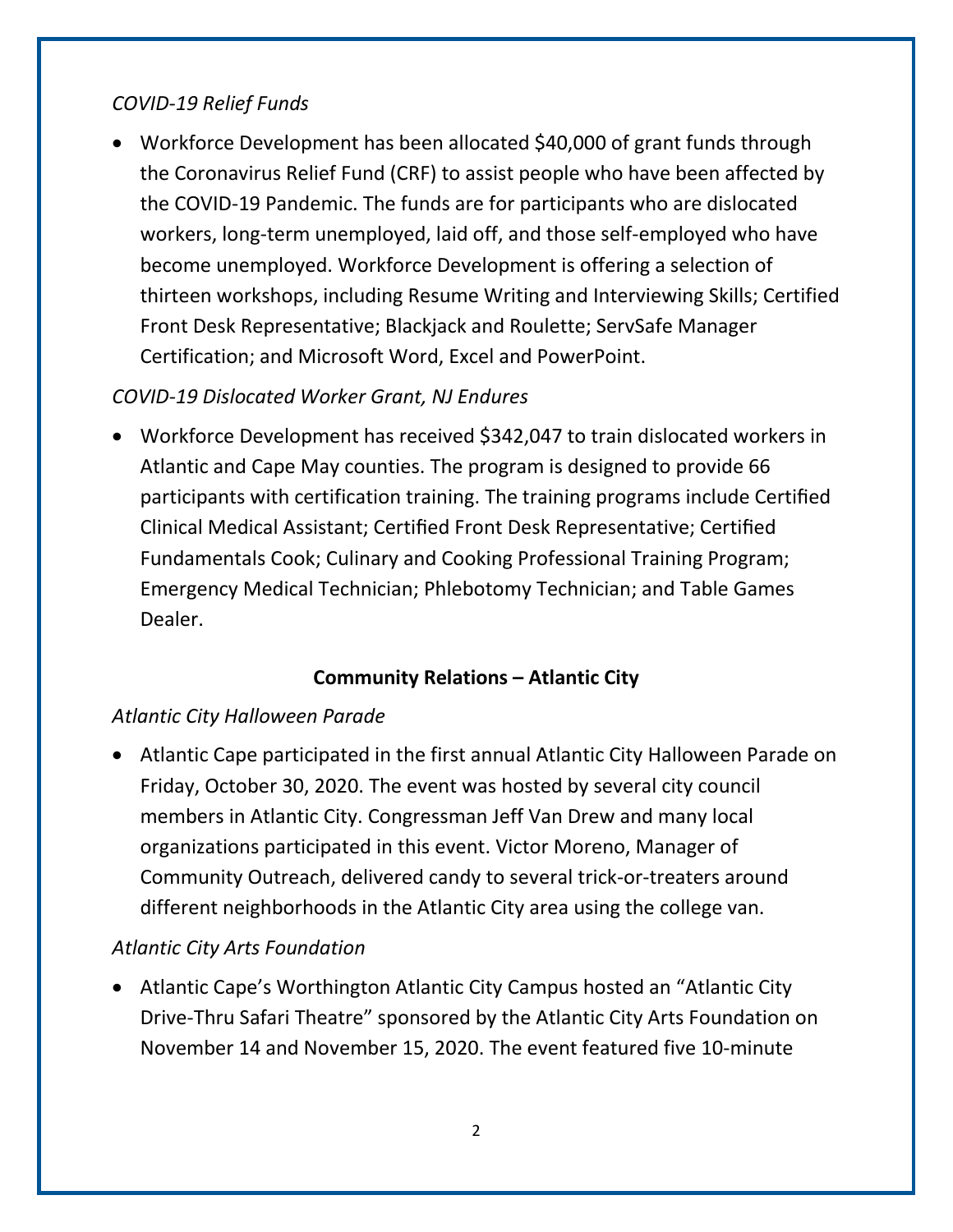*COVID-19 Relief Funds*

- Workforce Development has been allocated $40,000 of grant funds through the Coronavirus Relief Fund (CRF) to assist people who have been affected by the COVID-19 Pandemic. The funds are for participants who are dislocated workers, long-term unemployed, laid off, and those self-employed who have become unemployed. Workforce Development is offering a selection of thirteen workshops, including Resume Writing and Interviewing Skills; Certified Front Desk Representative; Blackjack and Roulette; ServSafe Manager Certification; and Microsoft Word, Excel and PowerPoint.

*COVID-19 Dislocated Worker Grant, NJ Endures*

- Workforce Development has received $342,047 to train dislocated workers in Atlantic and Cape May counties. The program is designed to provide 66 participants with certification training. The training programs include Certified Clinical Medical Assistant; Certified Front Desk Representative; Certified Fundamentals Cook; Culinary and Cooking Professional Training Program; Emergency Medical Technician; Phlebotomy Technician; and Table Games Dealer.

**Community Relations – Atlantic City**

*Atlantic City Halloween Parade*

- Atlantic Cape participated in the first annual Atlantic City Halloween Parade on Friday, October 30, 2020. The event was hosted by several city council members in Atlantic City. Congressman Jeff Van Drew and many local organizations participated in this event. Victor Moreno, Manager of Community Outreach, delivered candy to several trick-or-treaters around different neighborhoods in the Atlantic City area using the college van.

*Atlantic City Arts Foundation*

- Atlantic Cape's Worthington Atlantic City Campus hosted an "Atlantic City Drive-Thru Safari Theatre" sponsored by the Atlantic City Arts Foundation on November 14 and November 15, 2020. The event featured five 10-minute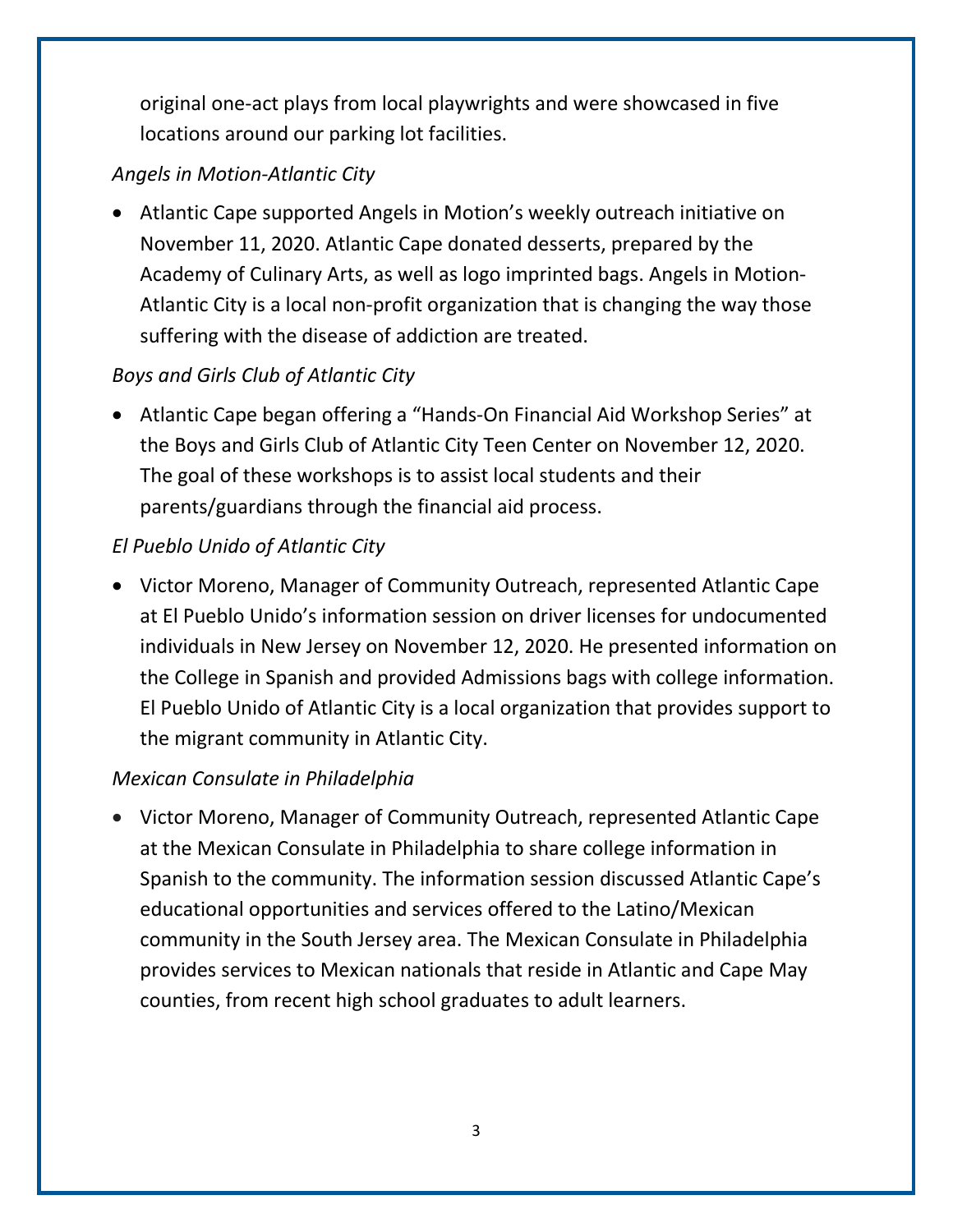original one-act plays from local playwrights and were showcased in five locations around our parking lot facilities.

*Angels in Motion-Atlantic City*

- Atlantic Cape supported Angels in Motion's weekly outreach initiative on November 11, 2020. Atlantic Cape donated desserts, prepared by the Academy of Culinary Arts, as well as logo imprinted bags. Angels in Motion-Atlantic City is a local non-profit organization that is changing the way those suffering with the disease of addiction are treated.

*Boys and Girls Club of Atlantic City*

- Atlantic Cape began offering a "Hands-On Financial Aid Workshop Series" at the Boys and Girls Club of Atlantic City Teen Center on November 12, 2020. The goal of these workshops is to assist local students and their parents/guardians through the financial aid process.

*El Pueblo Unido of Atlantic City*

- Victor Moreno, Manager of Community Outreach, represented Atlantic Cape at El Pueblo Unido's information session on driver licenses for undocumented individuals in New Jersey on November 12, 2020. He presented information on the College in Spanish and provided Admissions bags with college information. El Pueblo Unido of Atlantic City is a local organization that provides support to the migrant community in Atlantic City.

*Mexican Consulate in Philadelphia*

- Victor Moreno, Manager of Community Outreach, represented Atlantic Cape at the Mexican Consulate in Philadelphia to share college information in Spanish to the community. The information session discussed Atlantic Cape's educational opportunities and services offered to the Latino/Mexican community in the South Jersey area. The Mexican Consulate in Philadelphia provides services to Mexican nationals that reside in Atlantic and Cape May counties, from recent high school graduates to adult learners.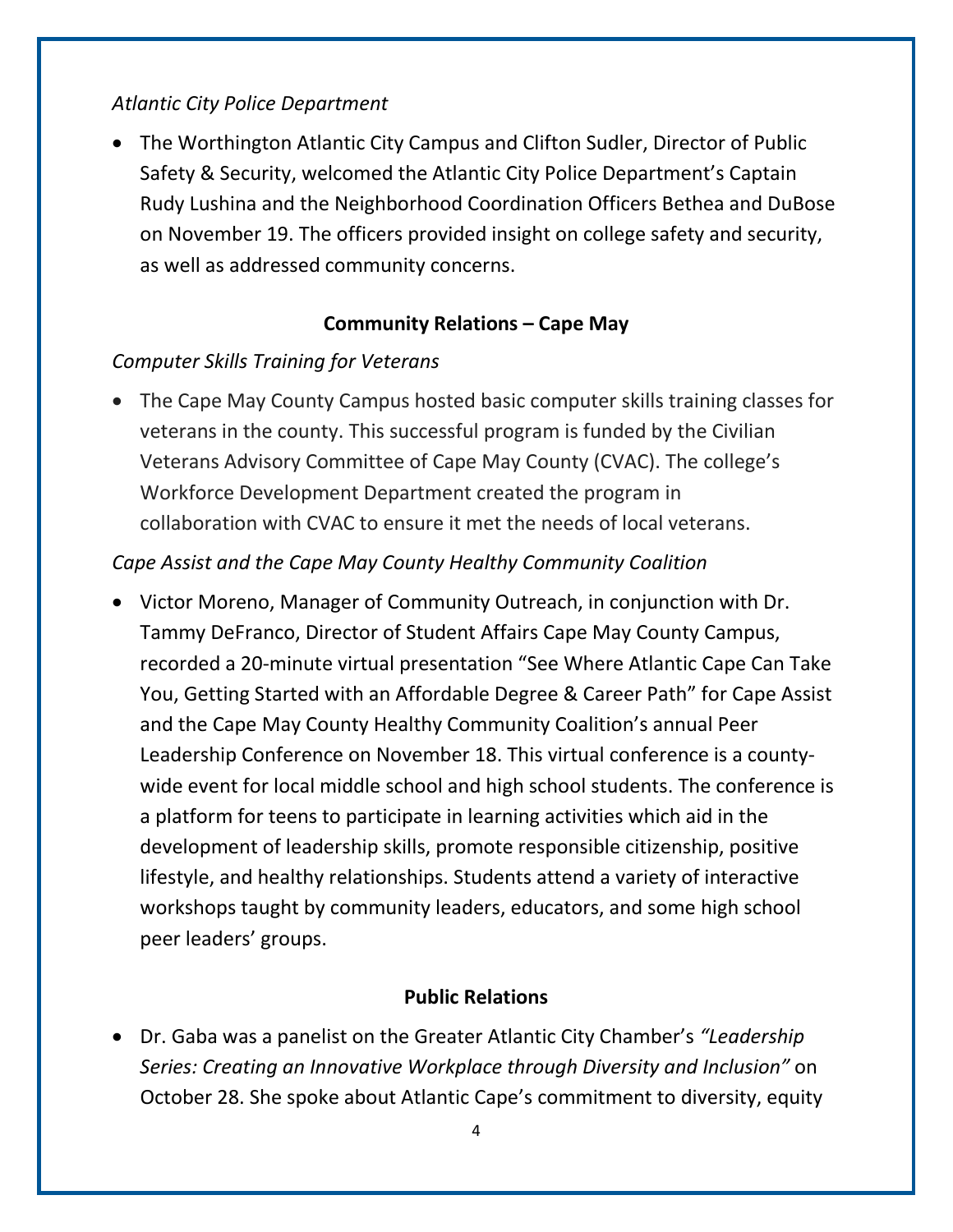*Atlantic City Police Department*

- The Worthington Atlantic City Campus and Clifton Sudler, Director of Public Safety & Security, welcomed the Atlantic City Police Department's Captain Rudy Lushina and the Neighborhood Coordination Officers Bethea and DuBose on November 19. The officers provided insight on college safety and security, as well as addressed community concerns.

## Community Relations – Cape May

*Computer Skills Training for Veterans*

- The Cape May County Campus hosted basic computer skills training classes for veterans in the county. This successful program is funded by the Civilian Veterans Advisory Committee of Cape May County (CVAC). The college's Workforce Development Department created the program in collaboration with CVAC to ensure it met the needs of local veterans.

*Cape Assist and the Cape May County Healthy Community Coalition*

- Victor Moreno, Manager of Community Outreach, in conjunction with Dr. Tammy DeFranco, Director of Student Affairs Cape May County Campus, recorded a 20-minute virtual presentation "See Where Atlantic Cape Can Take You, Getting Started with an Affordable Degree & Career Path" for Cape Assist and the Cape May County Healthy Community Coalition's annual Peer Leadership Conference on November 18. This virtual conference is a county-wide event for local middle school and high school students. The conference is a platform for teens to participate in learning activities which aid in the development of leadership skills, promote responsible citizenship, positive lifestyle, and healthy relationships. Students attend a variety of interactive workshops taught by community leaders, educators, and some high school peer leaders' groups.

## Public Relations

- Dr. Gaba was a panelist on the Greater Atlantic City Chamber's *"Leadership Series: Creating an Innovative Workplace through Diversity and Inclusion"* on October 28. She spoke about Atlantic Cape's commitment to diversity, equity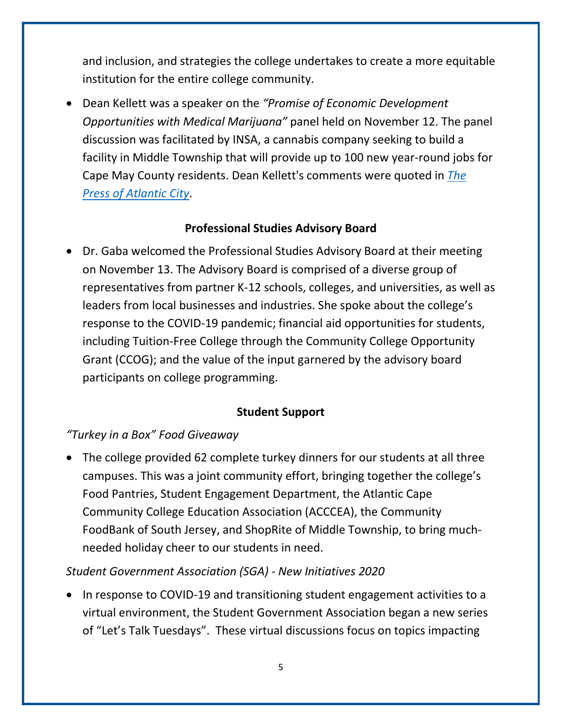and inclusion, and strategies the college undertakes to create a more equitable institution for the entire college community.

- Dean Kellett was a speaker on the *"Promise of Economic Development Opportunities with Medical Marijuana"* panel held on November 12. The panel discussion was facilitated by INSA, a cannabis company seeking to build a facility in Middle Township that will provide up to 100 new year-round jobs for Cape May County residents. Dean Kellett's comments were quoted in *The Press of Atlantic City*.

**Professional Studies Advisory Board**

- Dr. Gaba welcomed the Professional Studies Advisory Board at their meeting on November 13. The Advisory Board is comprised of a diverse group of representatives from partner K-12 schools, colleges, and universities, as well as leaders from local businesses and industries. She spoke about the college's response to the COVID-19 pandemic; financial aid opportunities for students, including Tuition-Free College through the Community College Opportunity Grant (CCOG); and the value of the input garnered by the advisory board participants on college programming.

**Student Support**

*"Turkey in a Box" Food Giveaway*

- The college provided 62 complete turkey dinners for our students at all three campuses. This was a joint community effort, bringing together the college's Food Pantries, Student Engagement Department, the Atlantic Cape Community College Education Association (ACCCEA), the Community FoodBank of South Jersey, and ShopRite of Middle Township, to bring much-needed holiday cheer to our students in need.

*Student Government Association (SGA) - New Initiatives 2020*

- In response to COVID-19 and transitioning student engagement activities to a virtual environment, the Student Government Association began a new series of "Let's Talk Tuesdays". These virtual discussions focus on topics impacting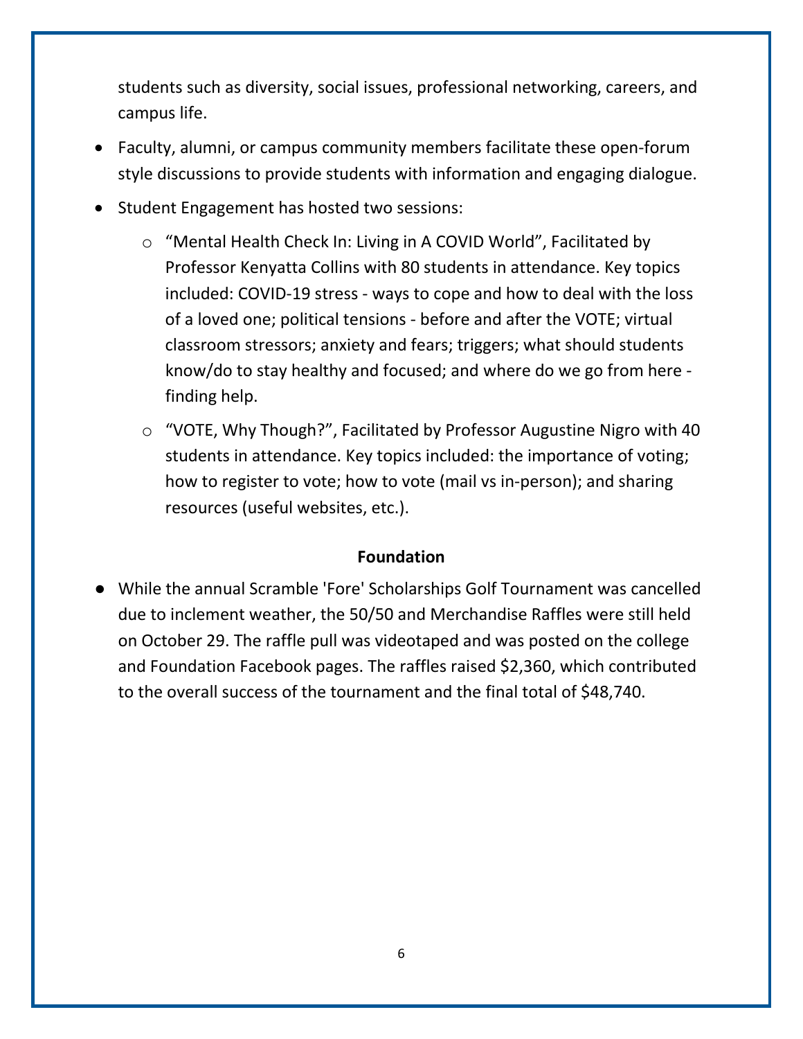students such as diversity, social issues, professional networking, careers, and campus life.

- Faculty, alumni, or campus community members facilitate these open-forum style discussions to provide students with information and engaging dialogue.
- Student Engagement has hosted two sessions:
  - "Mental Health Check In: Living in A COVID World", Facilitated by Professor Kenyatta Collins with 80 students in attendance. Key topics included: COVID-19 stress - ways to cope and how to deal with the loss of a loved one; political tensions - before and after the VOTE; virtual classroom stressors; anxiety and fears; triggers; what should students know/do to stay healthy and focused; and where do we go from here - finding help.
  - "VOTE, Why Though?", Facilitated by Professor Augustine Nigro with 40 students in attendance. Key topics included: the importance of voting; how to register to vote; how to vote (mail vs in-person); and sharing resources (useful websites, etc.).

## Foundation

- While the annual Scramble 'Fore' Scholarships Golf Tournament was cancelled due to inclement weather, the 50/50 and Merchandise Raffles were still held on October 29. The raffle pull was videotaped and was posted on the college and Foundation Facebook pages. The raffles raised $2,360, which contributed to the overall success of the tournament and the final total of $48,740.